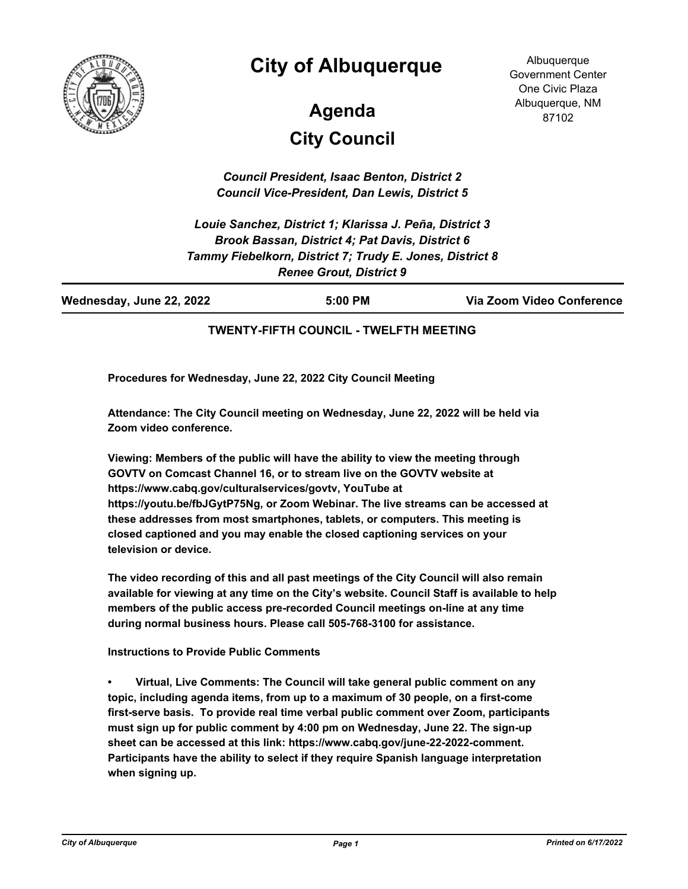# City of Albuquerque

Albuquerque Government Center
One Civic Plaza
Albuquerque, NM 87102

## Agenda
## City Council

*Council President, Isaac Benton, District 2*
*Council Vice-President, Dan Lewis, District 5*

*Louie Sanchez, District 1; Klarissa J. Peña, District 3*
*Brook Bassan, District 4; Pat Davis, District 6*
*Tammy Fiebelkorn, District 7; Trudy E. Jones, District 8*
*Renee Grout, District 9*

**Wednesday, June 22, 2022** | **5:00 PM** | **Via Zoom Video Conference**

**TWENTY-FIFTH COUNCIL - TWELFTH MEETING**

**Procedures for Wednesday, June 22, 2022 City Council Meeting**

**Attendance: The City Council meeting on Wednesday, June 22, 2022 will be held via Zoom video conference.**

**Viewing: Members of the public will have the ability to view the meeting through GOVTV on Comcast Channel 16, or to stream live on the GOVTV website at https://www.cabq.gov/culturalservices/govtv, YouTube at https://youtu.be/fbJGytP75Ng, or Zoom Webinar. The live streams can be accessed at these addresses from most smartphones, tablets, or computers. This meeting is closed captioned and you may enable the closed captioning services on your television or device.**

**The video recording of this and all past meetings of the City Council will also remain available for viewing at any time on the City's website. Council Staff is available to help members of the public access pre-recorded Council meetings on-line at any time during normal business hours. Please call 505-768-3100 for assistance.**

**Instructions to Provide Public Comments**

- **Virtual, Live Comments: The Council will take general public comment on any topic, including agenda items, from up to a maximum of 30 people, on a first-come first-serve basis. To provide real time verbal public comment over Zoom, participants must sign up for public comment by 4:00 pm on Wednesday, June 22. The sign-up sheet can be accessed at this link: https://www.cabq.gov/june-22-2022-comment. Participants have the ability to select if they require Spanish language interpretation when signing up.**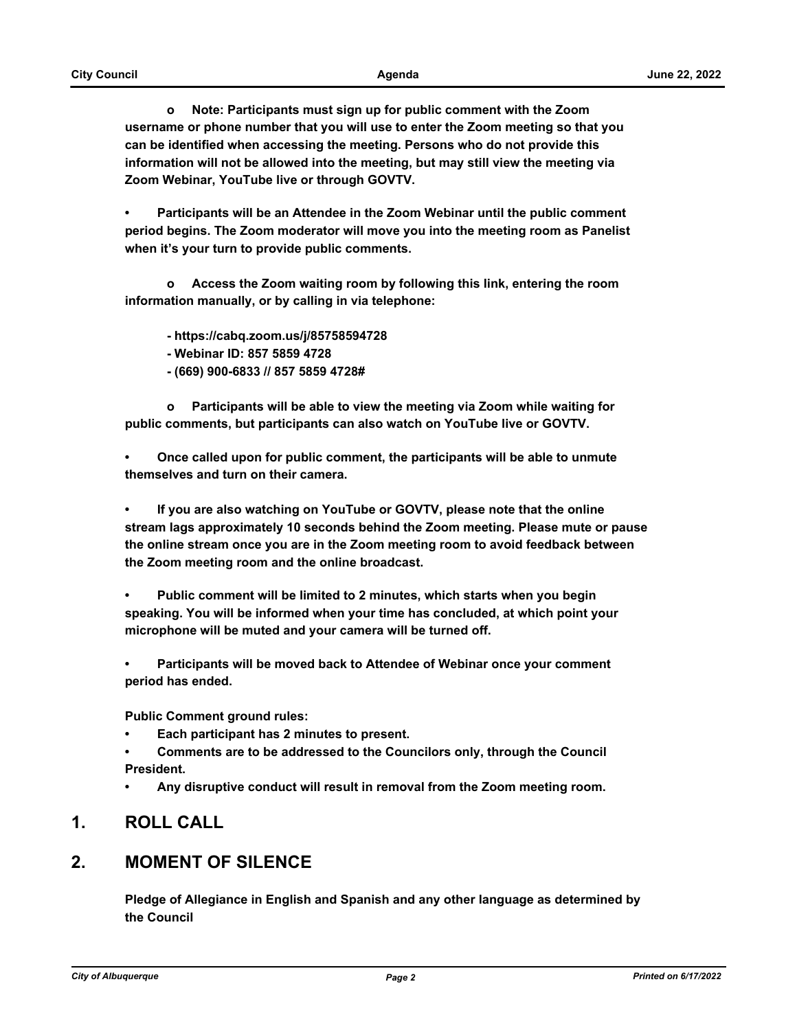- **Note: Participants must sign up for public comment with the Zoom username or phone number that you will use to enter the Zoom meeting so that you can be identified when accessing the meeting. Persons who do not provide this information will not be allowed into the meeting, but may still view the meeting via Zoom Webinar, YouTube live or through GOVTV.**

- **Participants will be an Attendee in the Zoom Webinar until the public comment period begins. The Zoom moderator will move you into the meeting room as Panelist when it's your turn to provide public comments.**

  - **Access the Zoom waiting room by following this link, entering the room information manually, or by calling in via telephone:**

    **- https://cabq.zoom.us/j/85758594728**
    **- Webinar ID: 857 5859 4728**
    **- (669) 900-6833 // 857 5859 4728#**

  - **Participants will be able to view the meeting via Zoom while waiting for public comments, but participants can also watch on YouTube live or GOVTV.**

- **Once called upon for public comment, the participants will be able to unmute themselves and turn on their camera.**

- **If you are also watching on YouTube or GOVTV, please note that the online stream lags approximately 10 seconds behind the Zoom meeting. Please mute or pause the online stream once you are in the Zoom meeting room to avoid feedback between the Zoom meeting room and the online broadcast.**

- **Public comment will be limited to 2 minutes, which starts when you begin speaking. You will be informed when your time has concluded, at which point your microphone will be muted and your camera will be turned off.**

- **Participants will be moved back to Attendee of Webinar once your comment period has ended.**

**Public Comment ground rules:**

- **Each participant has 2 minutes to present.**
- **Comments are to be addressed to the Councilors only, through the Council President.**
- **Any disruptive conduct will result in removal from the Zoom meeting room.**

## 1. ROLL CALL

## 2. MOMENT OF SILENCE

**Pledge of Allegiance in English and Spanish and any other language as determined by the Council**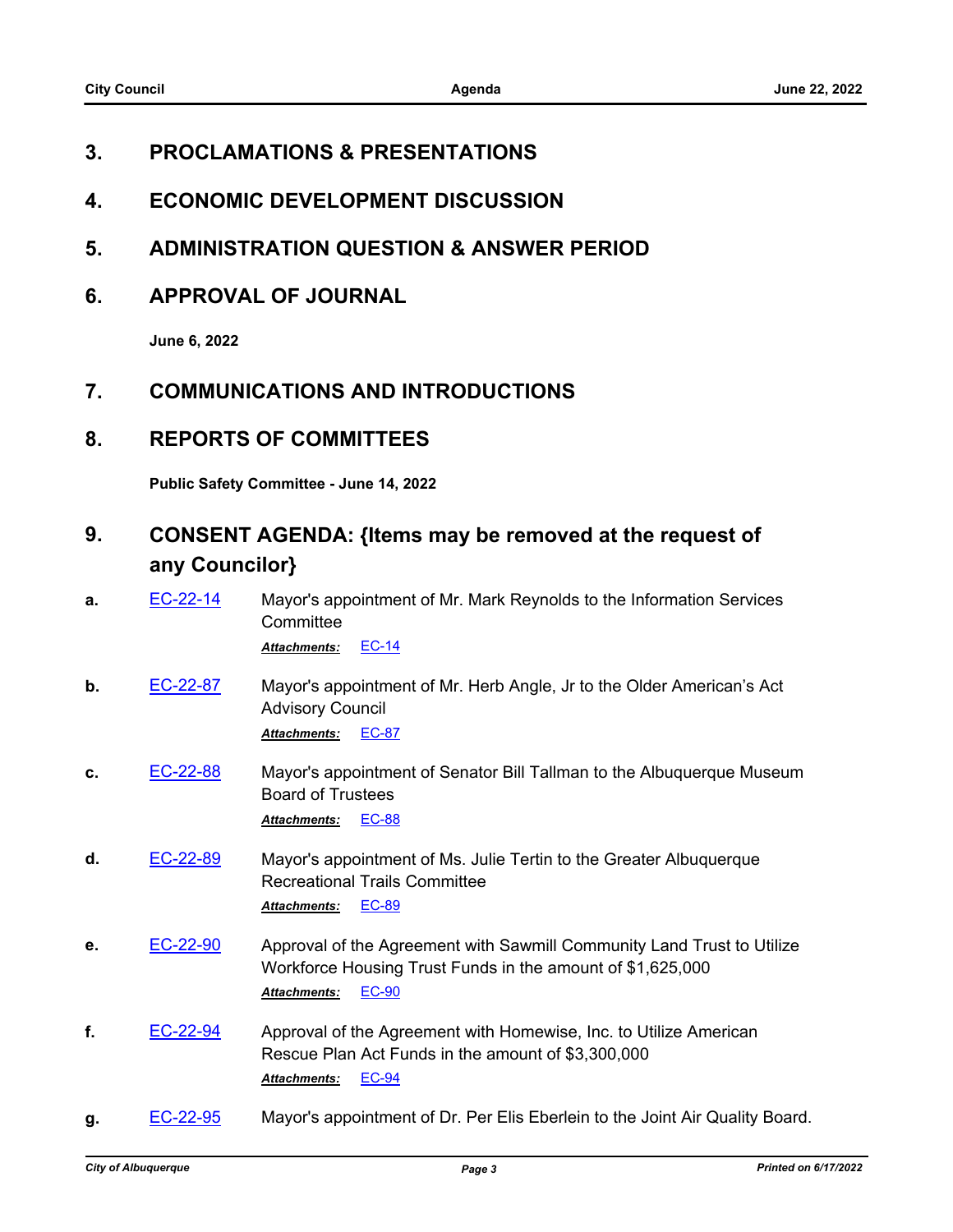## 3. PROCLAMATIONS & PRESENTATIONS

## 4. ECONOMIC DEVELOPMENT DISCUSSION

## 5. ADMINISTRATION QUESTION & ANSWER PERIOD

## 6. APPROVAL OF JOURNAL

**June 6, 2022**

## 7. COMMUNICATIONS AND INTRODUCTIONS

## 8. REPORTS OF COMMITTEES

**Public Safety Committee - June 14, 2022**

## 9. CONSENT AGENDA: {Items may be removed at the request of any Councilor}

**a.** EC-22-14 — Mayor's appointment of Mr. Mark Reynolds to the Information Services Committee

***Attachments:*** EC-14

**b.** EC-22-87 — Mayor's appointment of Mr. Herb Angle, Jr to the Older American's Act Advisory Council

***Attachments:*** EC-87

**c.** EC-22-88 — Mayor's appointment of Senator Bill Tallman to the Albuquerque Museum Board of Trustees

***Attachments:*** EC-88

**d.** EC-22-89 — Mayor's appointment of Ms. Julie Tertin to the Greater Albuquerque Recreational Trails Committee

***Attachments:*** EC-89

**e.** EC-22-90 — Approval of the Agreement with Sawmill Community Land Trust to Utilize Workforce Housing Trust Funds in the amount of $1,625,000

***Attachments:*** EC-90

**f.** EC-22-94 — Approval of the Agreement with Homewise, Inc. to Utilize American Rescue Plan Act Funds in the amount of $3,300,000

***Attachments:*** EC-94

**g.** EC-22-95 — Mayor's appointment of Dr. Per Elis Eberlein to the Joint Air Quality Board.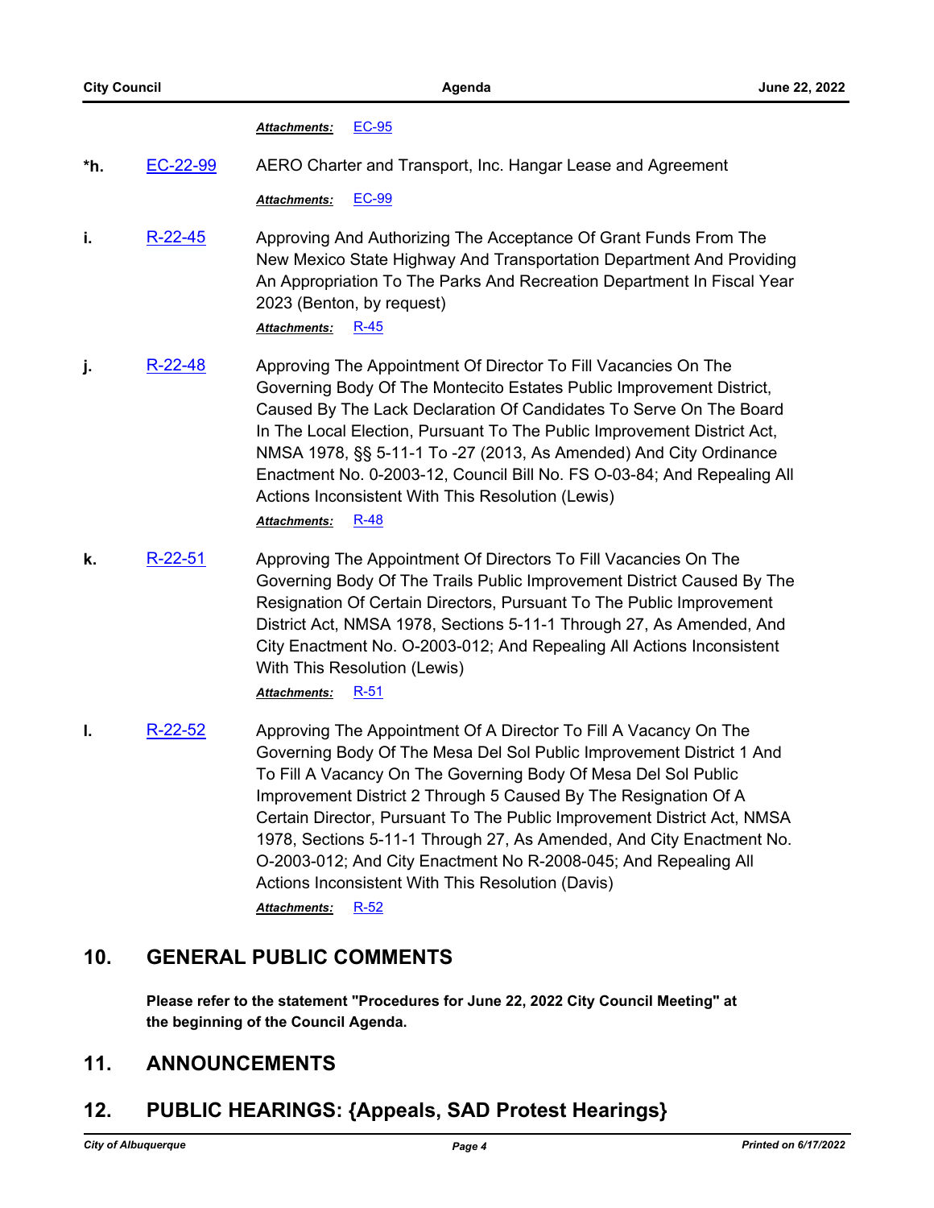*Attachments:* EC-95

**\*h.** EC-22-99 AERO Charter and Transport, Inc. Hangar Lease and Agreement

*Attachments:* EC-99

**i.** R-22-45 Approving And Authorizing The Acceptance Of Grant Funds From The New Mexico State Highway And Transportation Department And Providing An Appropriation To The Parks And Recreation Department In Fiscal Year 2023 (Benton, by request)

*Attachments:* R-45

**j.** R-22-48 Approving The Appointment Of Director To Fill Vacancies On The Governing Body Of The Montecito Estates Public Improvement District, Caused By The Lack Declaration Of Candidates To Serve On The Board In The Local Election, Pursuant To The Public Improvement District Act, NMSA 1978, §§ 5-11-1 To -27 (2013, As Amended) And City Ordinance Enactment No. 0-2003-12, Council Bill No. FS O-03-84; And Repealing All Actions Inconsistent With This Resolution (Lewis)

*Attachments:* R-48

**k.** R-22-51 Approving The Appointment Of Directors To Fill Vacancies On The Governing Body Of The Trails Public Improvement District Caused By The Resignation Of Certain Directors, Pursuant To The Public Improvement District Act, NMSA 1978, Sections 5-11-1 Through 27, As Amended, And City Enactment No. O-2003-012; And Repealing All Actions Inconsistent With This Resolution (Lewis)

*Attachments:* R-51

**l.** R-22-52 Approving The Appointment Of A Director To Fill A Vacancy On The Governing Body Of The Mesa Del Sol Public Improvement District 1 And To Fill A Vacancy On The Governing Body Of Mesa Del Sol Public Improvement District 2 Through 5 Caused By The Resignation Of A Certain Director, Pursuant To The Public Improvement District Act, NMSA 1978, Sections 5-11-1 Through 27, As Amended, And City Enactment No. O-2003-012; And City Enactment No R-2008-045; And Repealing All Actions Inconsistent With This Resolution (Davis)

*Attachments:* R-52

## 10. GENERAL PUBLIC COMMENTS

**Please refer to the statement "Procedures for June 22, 2022 City Council Meeting" at the beginning of the Council Agenda.**

## 11. ANNOUNCEMENTS

## 12. PUBLIC HEARINGS: {Appeals, SAD Protest Hearings}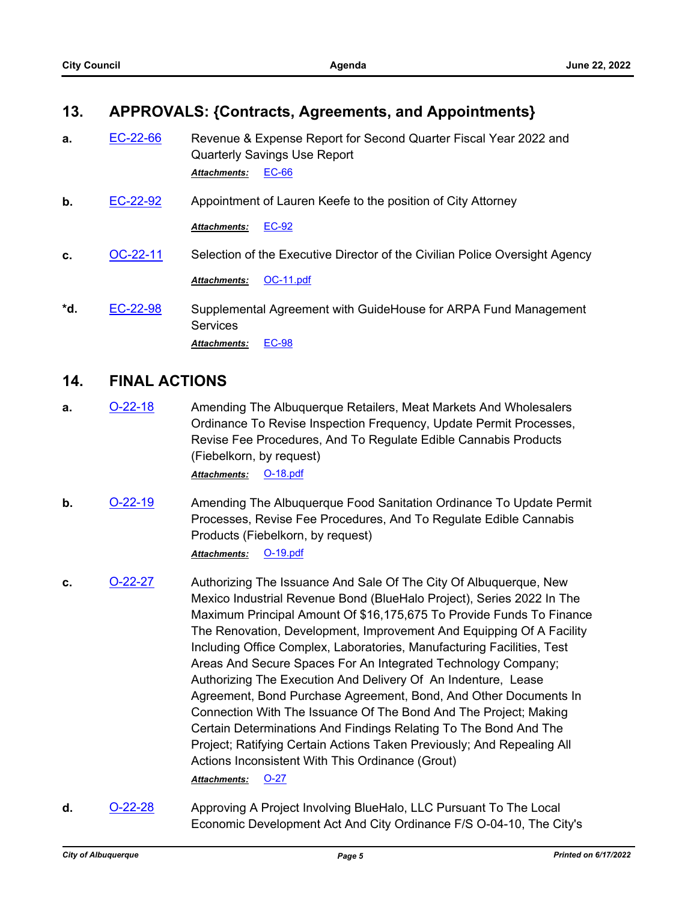## 13. APPROVALS: {Contracts, Agreements, and Appointments}

**a.** EC-22-66 Revenue & Expense Report for Second Quarter Fiscal Year 2022 and Quarterly Savings Use Report

*Attachments:* EC-66

**b.** EC-22-92 Appointment of Lauren Keefe to the position of City Attorney

*Attachments:* EC-92

**c.** OC-22-11 Selection of the Executive Director of the Civilian Police Oversight Agency

*Attachments:* OC-11.pdf

***d.** EC-22-98 Supplemental Agreement with GuideHouse for ARPA Fund Management Services

*Attachments:* EC-98

## 14. FINAL ACTIONS

**a.** O-22-18 Amending The Albuquerque Retailers, Meat Markets And Wholesalers Ordinance To Revise Inspection Frequency, Update Permit Processes, Revise Fee Procedures, And To Regulate Edible Cannabis Products (Fiebelkorn, by request)

*Attachments:* O-18.pdf

**b.** O-22-19 Amending The Albuquerque Food Sanitation Ordinance To Update Permit Processes, Revise Fee Procedures, And To Regulate Edible Cannabis Products (Fiebelkorn, by request)

*Attachments:* O-19.pdf

**c.** O-22-27 Authorizing The Issuance And Sale Of The City Of Albuquerque, New Mexico Industrial Revenue Bond (BlueHalo Project), Series 2022 In The Maximum Principal Amount Of $16,175,675 To Provide Funds To Finance The Renovation, Development, Improvement And Equipping Of A Facility Including Office Complex, Laboratories, Manufacturing Facilities, Test Areas And Secure Spaces For An Integrated Technology Company; Authorizing The Execution And Delivery Of An Indenture, Lease Agreement, Bond Purchase Agreement, Bond, And Other Documents In Connection With The Issuance Of The Bond And The Project; Making Certain Determinations And Findings Relating To The Bond And The Project; Ratifying Certain Actions Taken Previously; And Repealing All Actions Inconsistent With This Ordinance (Grout)

*Attachments:* O-27

**d.** O-22-28 Approving A Project Involving BlueHalo, LLC Pursuant To The Local Economic Development Act And City Ordinance F/S O-04-10, The City's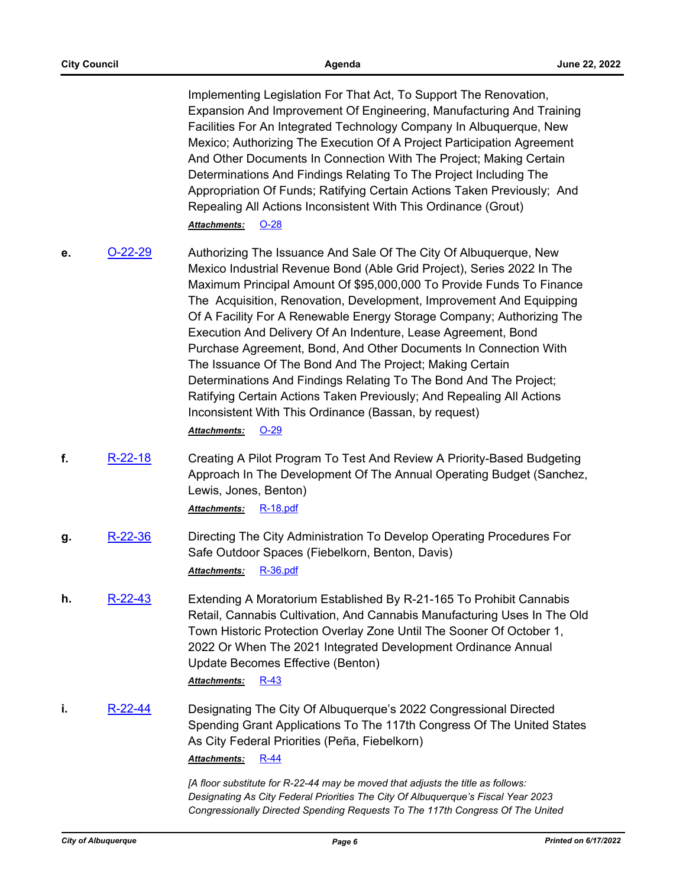Implementing Legislation For That Act, To Support The Renovation, Expansion And Improvement Of Engineering, Manufacturing And Training Facilities For An Integrated Technology Company In Albuquerque, New Mexico; Authorizing The Execution Of A Project Participation Agreement And Other Documents In Connection With The Project; Making Certain Determinations And Findings Relating To The Project Including The Appropriation Of Funds; Ratifying Certain Actions Taken Previously; And Repealing All Actions Inconsistent With This Ordinance (Grout)

***Attachments:*** O-28

**e.** O-22-29 Authorizing The Issuance And Sale Of The City Of Albuquerque, New Mexico Industrial Revenue Bond (Able Grid Project), Series 2022 In The Maximum Principal Amount Of $95,000,000 To Provide Funds To Finance The Acquisition, Renovation, Development, Improvement And Equipping Of A Facility For A Renewable Energy Storage Company; Authorizing The Execution And Delivery Of An Indenture, Lease Agreement, Bond Purchase Agreement, Bond, And Other Documents In Connection With The Issuance Of The Bond And The Project; Making Certain Determinations And Findings Relating To The Bond And The Project; Ratifying Certain Actions Taken Previously; And Repealing All Actions Inconsistent With This Ordinance (Bassan, by request)

***Attachments:*** O-29

**f.** R-22-18 Creating A Pilot Program To Test And Review A Priority-Based Budgeting Approach In The Development Of The Annual Operating Budget (Sanchez, Lewis, Jones, Benton)

***Attachments:*** R-18.pdf

**g.** R-22-36 Directing The City Administration To Develop Operating Procedures For Safe Outdoor Spaces (Fiebelkorn, Benton, Davis)

***Attachments:*** R-36.pdf

**h.** R-22-43 Extending A Moratorium Established By R-21-165 To Prohibit Cannabis Retail, Cannabis Cultivation, And Cannabis Manufacturing Uses In The Old Town Historic Protection Overlay Zone Until The Sooner Of October 1, 2022 Or When The 2021 Integrated Development Ordinance Annual Update Becomes Effective (Benton)

***Attachments:*** R-43

**i.** R-22-44 Designating The City Of Albuquerque's 2022 Congressional Directed Spending Grant Applications To The 117th Congress Of The United States As City Federal Priorities (Peña, Fiebelkorn)

***Attachments:*** R-44

*[A floor substitute for R-22-44 may be moved that adjusts the title as follows: Designating As City Federal Priorities The City Of Albuquerque's Fiscal Year 2023 Congressionally Directed Spending Requests To The 117th Congress Of The United*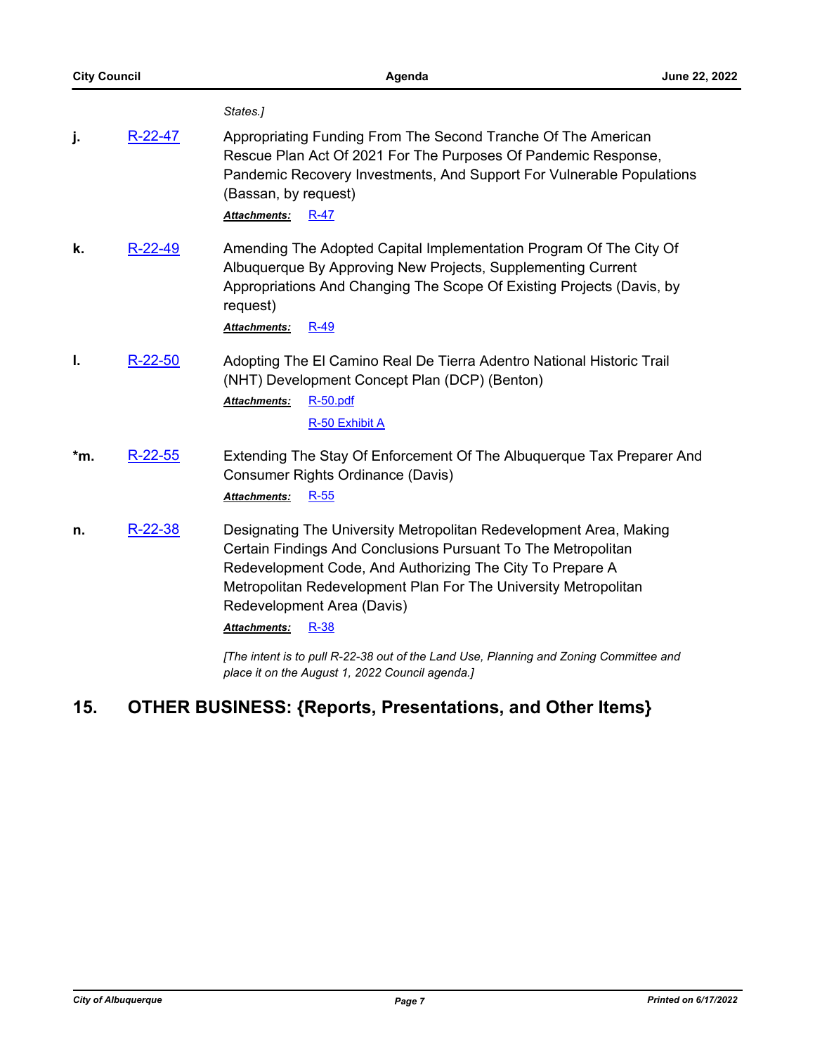*States.]*

**j.** R-22-47 Appropriating Funding From The Second Tranche Of The American Rescue Plan Act Of 2021 For The Purposes Of Pandemic Response, Pandemic Recovery Investments, And Support For Vulnerable Populations (Bassan, by request)

***Attachments:*** R-47

**k.** R-22-49 Amending The Adopted Capital Implementation Program Of The City Of Albuquerque By Approving New Projects, Supplementing Current Appropriations And Changing The Scope Of Existing Projects (Davis, by request)

***Attachments:*** R-49

**l.** R-22-50 Adopting The El Camino Real De Tierra Adentro National Historic Trail (NHT) Development Concept Plan (DCP) (Benton)

***Attachments:*** R-50.pdf

R-50 Exhibit A

***m.** R-22-55 Extending The Stay Of Enforcement Of The Albuquerque Tax Preparer And Consumer Rights Ordinance (Davis)

***Attachments:*** R-55

**n.** R-22-38 Designating The University Metropolitan Redevelopment Area, Making Certain Findings And Conclusions Pursuant To The Metropolitan Redevelopment Code, And Authorizing The City To Prepare A Metropolitan Redevelopment Plan For The University Metropolitan Redevelopment Area (Davis)

***Attachments:*** R-38

*[The intent is to pull R-22-38 out of the Land Use, Planning and Zoning Committee and place it on the August 1, 2022 Council agenda.]*

## 15. OTHER BUSINESS: {Reports, Presentations, and Other Items}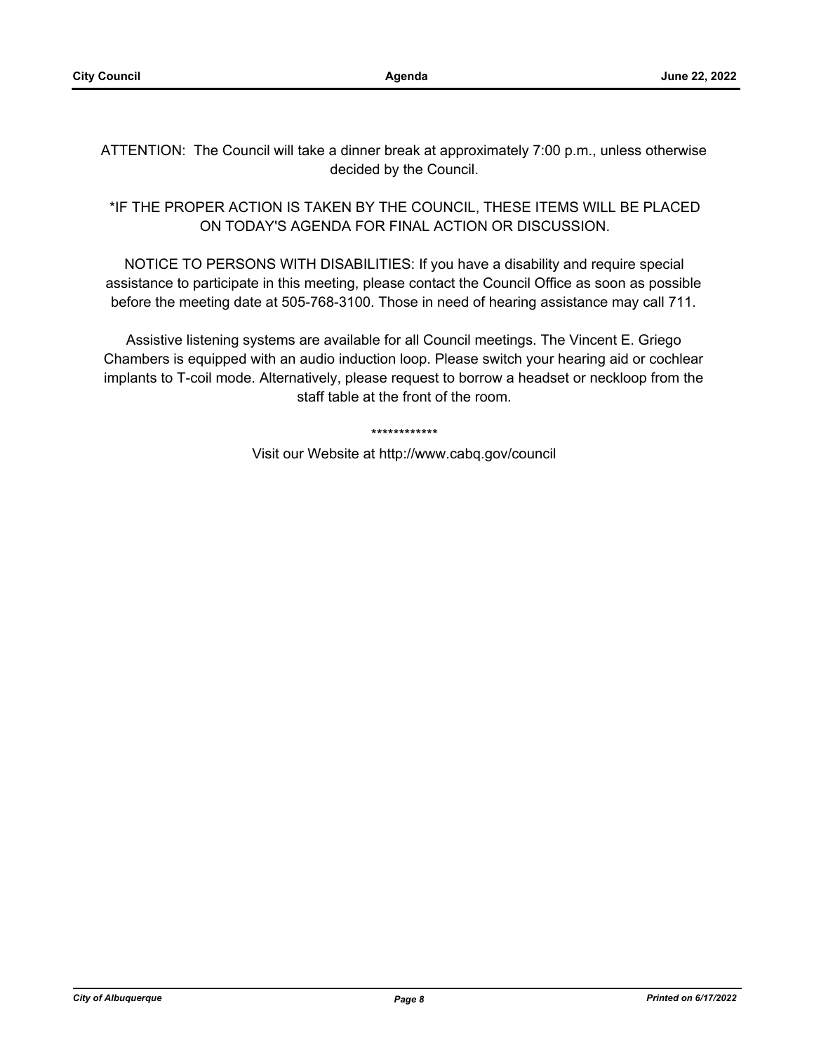ATTENTION: The Council will take a dinner break at approximately 7:00 p.m., unless otherwise decided by the Council.

*IF THE PROPER ACTION IS TAKEN BY THE COUNCIL, THESE ITEMS WILL BE PLACED ON TODAY'S AGENDA FOR FINAL ACTION OR DISCUSSION.

NOTICE TO PERSONS WITH DISABILITIES: If you have a disability and require special assistance to participate in this meeting, please contact the Council Office as soon as possible before the meeting date at 505-768-3100. Those in need of hearing assistance may call 711.

Assistive listening systems are available for all Council meetings. The Vincent E. Griego Chambers is equipped with an audio induction loop. Please switch your hearing aid or cochlear implants to T-coil mode. Alternatively, please request to borrow a headset or neckloop from the staff table at the front of the room.

************

Visit our Website at http://www.cabq.gov/council